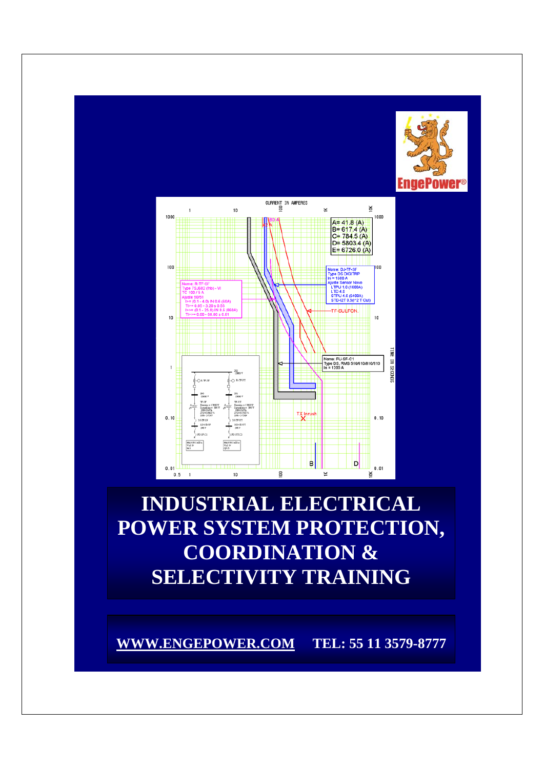# INDUSTRIAL ELECTRICAL POWER SYSTEM PROTECTION, COORDINATION & SELECTIVITY TRAINING

**WWW.ENGEPOWER.COM** **TEL: 55 11 3579-8777**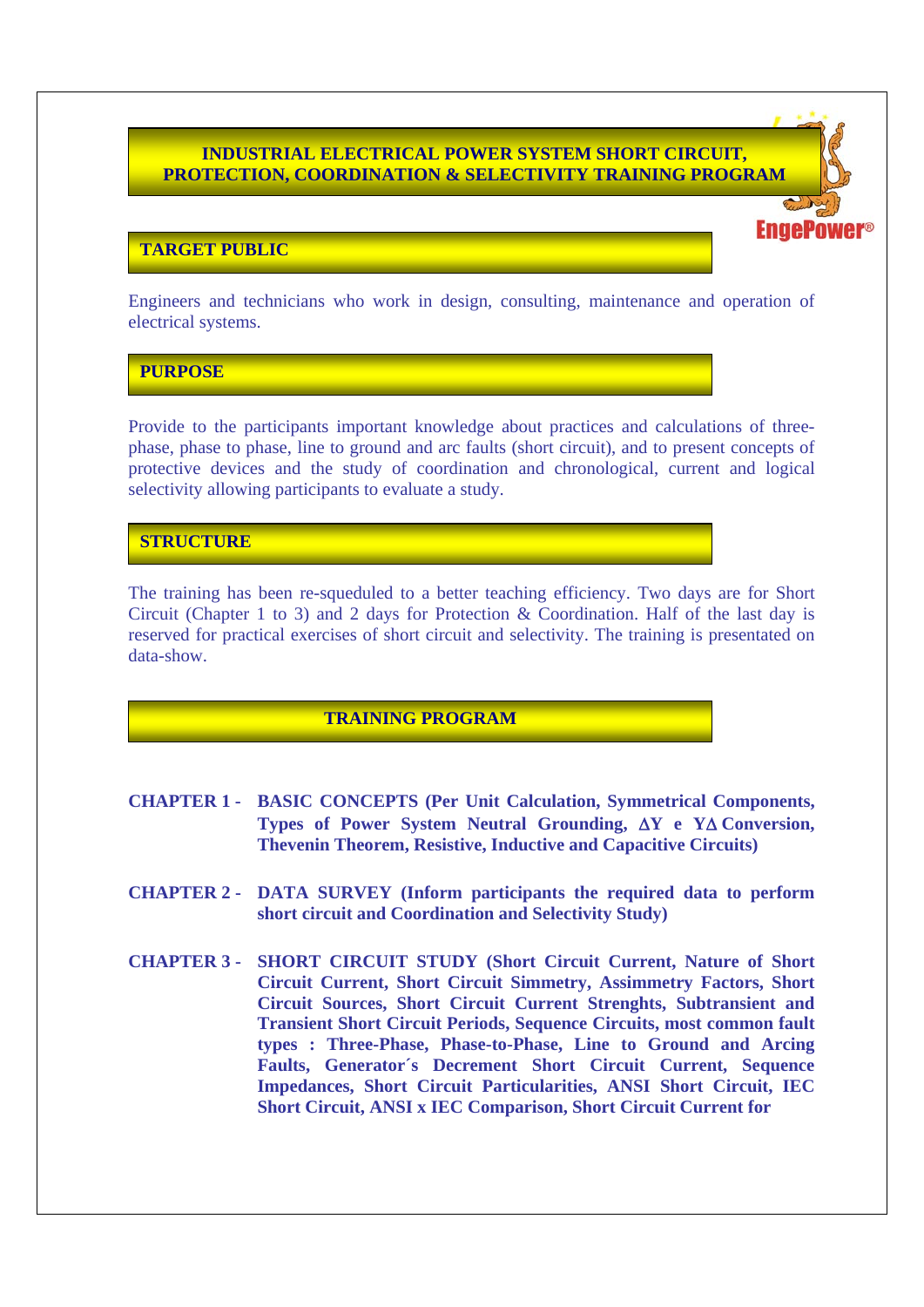# INDUSTRIAL ELECTRICAL POWER SYSTEM SHORT CIRCUIT, PROTECTION, COORDINATION & SELECTIVITY TRAINING PROGRAM

## TARGET PUBLIC

Engineers and technicians who work in design, consulting, maintenance and operation of electrical systems.

## PURPOSE

Provide to the participants important knowledge about practices and calculations of three-phase, phase to phase, line to ground and arc faults (short circuit), and to present concepts of protective devices and the study of coordination and chronological, current and logical selectivity allowing participants to evaluate a study.

## STRUCTURE

The training has been re-squeduled to a better teaching efficiency. Two days are for Short Circuit (Chapter 1 to 3) and 2 days for Protection & Coordination. Half of the last day is reserved for practical exercises of short circuit and selectivity. The training is presentated on data-show.

## TRAINING PROGRAM

**CHAPTER 1 -** **BASIC CONCEPTS (Per Unit Calculation, Symmetrical Components, Types of Power System Neutral Grounding, ΔY e YΔ Conversion, Thevenin Theorem, Resistive, Inductive and Capacitive Circuits)**

**CHAPTER 2 -** **DATA SURVEY (Inform participants the required data to perform short circuit and Coordination and Selectivity Study)**

**CHAPTER 3 -** **SHORT CIRCUIT STUDY (Short Circuit Current, Nature of Short Circuit Current, Short Circuit Simmetry, Assimmetry Factors, Short Circuit Sources, Short Circuit Current Strenghts, Subtransient and Transient Short Circuit Periods, Sequence Circuits, most common fault types : Three-Phase, Phase-to-Phase, Line to Ground and Arcing Faults, Generator´s Decrement Short Circuit Current, Sequence Impedances, Short Circuit Particularities, ANSI Short Circuit, IEC Short Circuit, ANSI x IEC Comparison, Short Circuit Current for**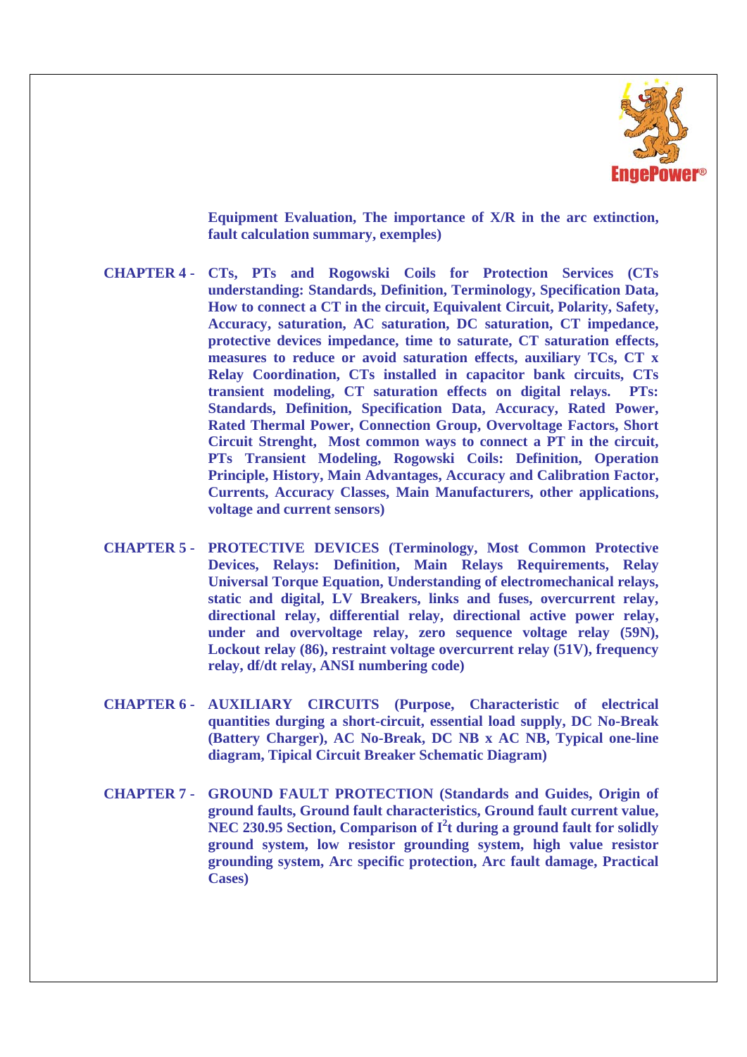**Equipment Evaluation, The importance of X/R in the arc extinction, fault calculation summary, exemples)**

**CHAPTER 4 -** **CTs, PTs and Rogowski Coils for Protection Services (CTs understanding: Standards, Definition, Terminology, Specification Data, How to connect a CT in the circuit, Equivalent Circuit, Polarity, Safety, Accuracy, saturation, AC saturation, DC saturation, CT impedance, protective devices impedance, time to saturate, CT saturation effects, measures to reduce or avoid saturation effects, auxiliary TCs, CT x Relay Coordination, CTs installed in capacitor bank circuits, CTs transient modeling, CT saturation effects on digital relays. PTs: Standards, Definition, Specification Data, Accuracy, Rated Power, Rated Thermal Power, Connection Group, Overvoltage Factors, Short Circuit Strenght, Most common ways to connect a PT in the circuit, PTs Transient Modeling, Rogowski Coils: Definition, Operation Principle, History, Main Advantages, Accuracy and Calibration Factor, Currents, Accuracy Classes, Main Manufacturers, other applications, voltage and current sensors)**

**CHAPTER 5 -** **PROTECTIVE DEVICES (Terminology, Most Common Protective Devices, Relays: Definition, Main Relays Requirements, Relay Universal Torque Equation, Understanding of electromechanical relays, static and digital, LV Breakers, links and fuses, overcurrent relay, directional relay, differential relay, directional active power relay, under and overvoltage relay, zero sequence voltage relay (59N), Lockout relay (86), restraint voltage overcurrent relay (51V), frequency relay, df/dt relay, ANSI numbering code)**

**CHAPTER 6 -** **AUXILIARY CIRCUITS (Purpose, Characteristic of electrical quantities durging a short-circuit, essential load supply, DC No-Break (Battery Charger), AC No-Break, DC NB x AC NB, Typical one-line diagram, Tipical Circuit Breaker Schematic Diagram)**

**CHAPTER 7 -** **GROUND FAULT PROTECTION (Standards and Guides, Origin of ground faults, Ground fault characteristics, Ground fault current value, NEC 230.95 Section, Comparison of $I^2t$ during a ground fault for solidly ground system, low resistor grounding system, high value resistor grounding system, Arc specific protection, Arc fault damage, Practical Cases)**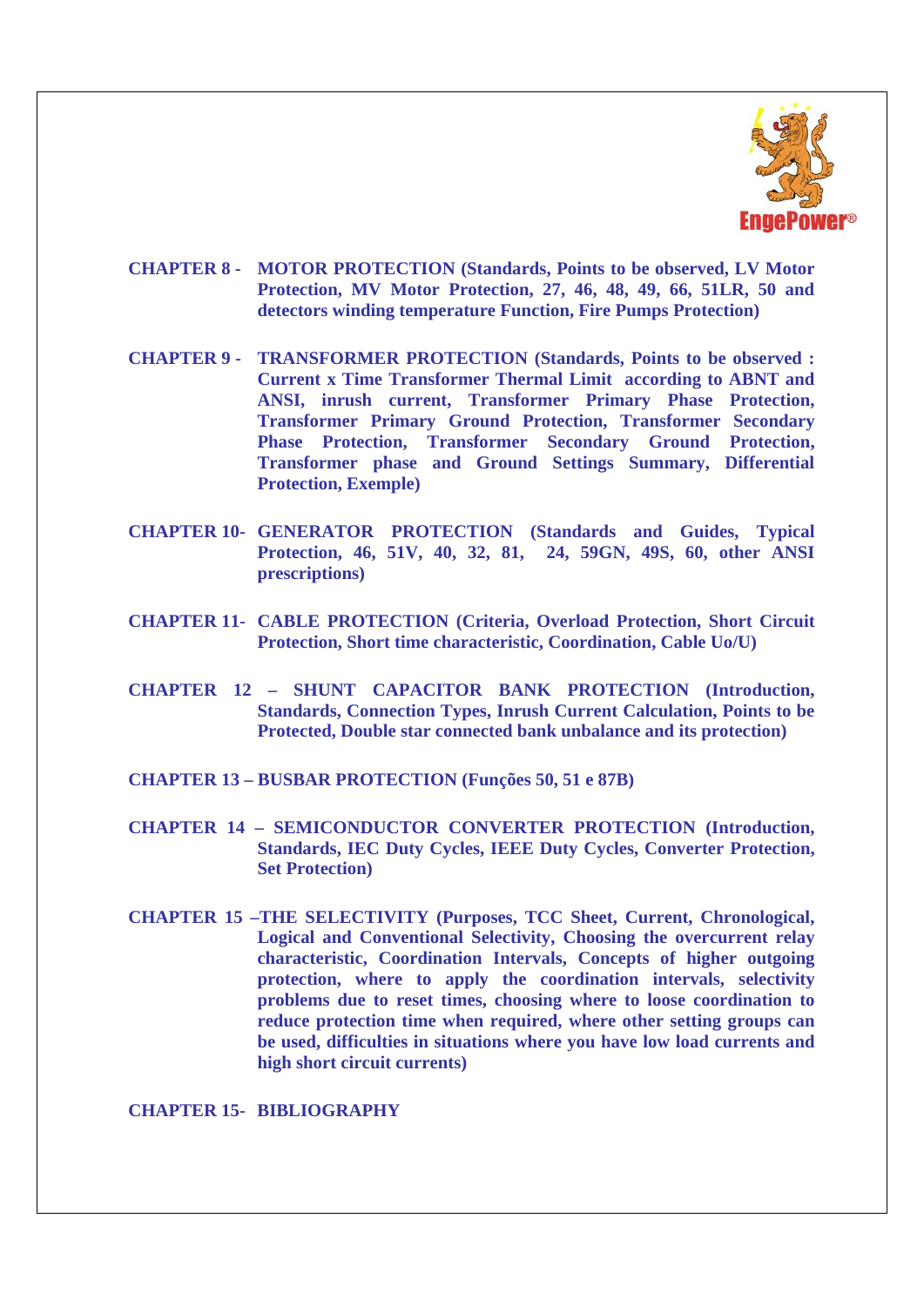**CHAPTER 8 - MOTOR PROTECTION (Standards, Points to be observed, LV Motor Protection, MV Motor Protection, 27, 46, 48, 49, 66, 51LR, 50 and detectors winding temperature Function, Fire Pumps Protection)**

**CHAPTER 9 - TRANSFORMER PROTECTION (Standards, Points to be observed : Current x Time Transformer Thermal Limit according to ABNT and ANSI, inrush current, Transformer Primary Phase Protection, Transformer Primary Ground Protection, Transformer Secondary Phase Protection, Transformer Secondary Ground Protection, Transformer phase and Ground Settings Summary, Differential Protection, Exemple)**

**CHAPTER 10- GENERATOR PROTECTION (Standards and Guides, Typical Protection, 46, 51V, 40, 32, 81, 24, 59GN, 49S, 60, other ANSI prescriptions)**

**CHAPTER 11- CABLE PROTECTION (Criteria, Overload Protection, Short Circuit Protection, Short time characteristic, Coordination, Cable Uo/U)**

**CHAPTER 12 – SHUNT CAPACITOR BANK PROTECTION (Introduction, Standards, Connection Types, Inrush Current Calculation, Points to be Protected, Double star connected bank unbalance and its protection)**

**CHAPTER 13 – BUSBAR PROTECTION (Funções 50, 51 e 87B)**

**CHAPTER 14 – SEMICONDUCTOR CONVERTER PROTECTION (Introduction, Standards, IEC Duty Cycles, IEEE Duty Cycles, Converter Protection, Set Protection)**

**CHAPTER 15 –THE SELECTIVITY (Purposes, TCC Sheet, Current, Chronological, Logical and Conventional Selectivity, Choosing the overcurrent relay characteristic, Coordination Intervals, Concepts of higher outgoing protection, where to apply the coordination intervals, selectivity problems due to reset times, choosing where to loose coordination to reduce protection time when required, where other setting groups can be used, difficulties in situations where you have low load currents and high short circuit currents)**

**CHAPTER 15- BIBLIOGRAPHY**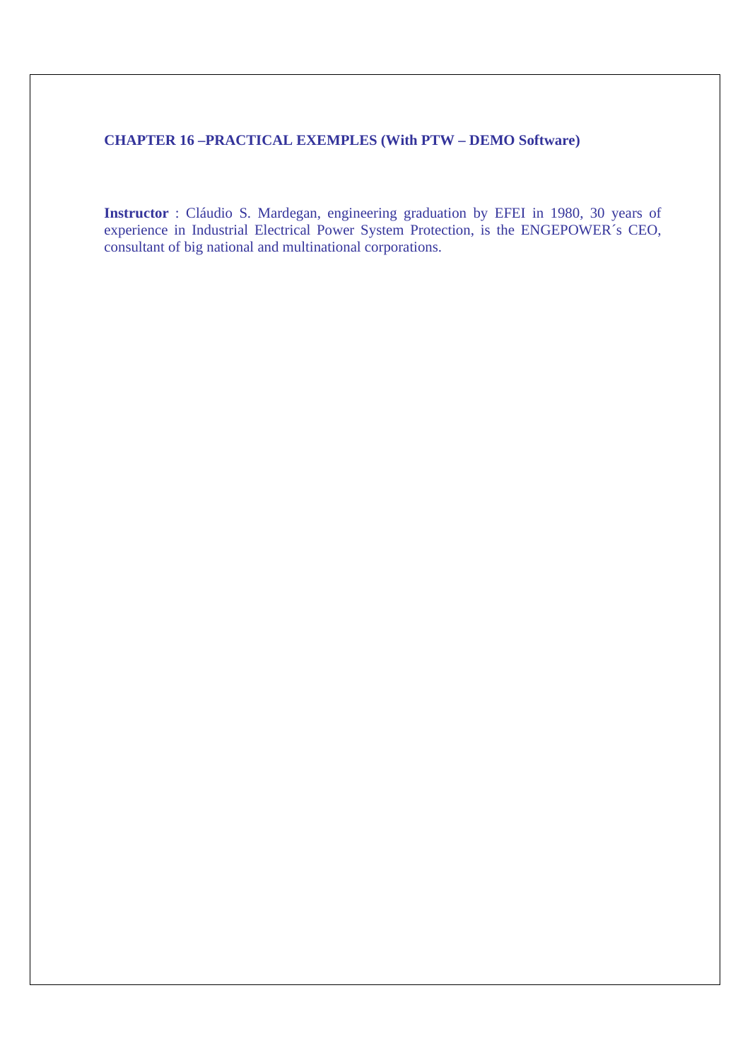## CHAPTER 16 –PRACTICAL EXEMPLES (With PTW – DEMO Software)

**Instructor** : Cláudio S. Mardegan, engineering graduation by EFEI in 1980, 30 years of experience in Industrial Electrical Power System Protection, is the ENGEPOWER´s CEO, consultant of big national and multinational corporations.